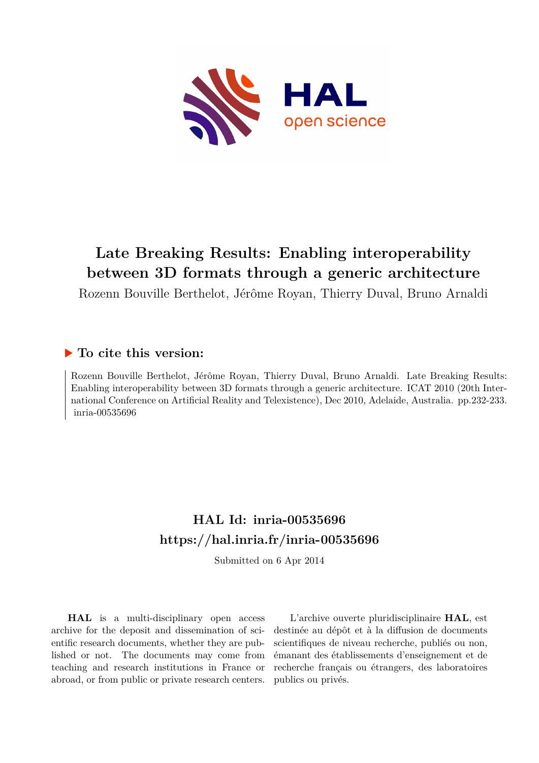# Late Breaking Results: Enabling interoperability between 3D formats through a generic architecture

Rozenn Bouville Berthelot, Jérôme Royan, Thierry Duval, Bruno Arnaldi

## ▶ To cite this version:

Rozenn Bouville Berthelot, Jérôme Royan, Thierry Duval, Bruno Arnaldi. Late Breaking Results: Enabling interoperability between 3D formats through a generic architecture. ICAT 2010 (20th International Conference on Artificial Reality and Telexistence), Dec 2010, Adelaide, Australia. pp.232-233. inria-00535696

## HAL Id: inria-00535696
## https://hal.inria.fr/inria-00535696

Submitted on 6 Apr 2014

**HAL** is a multi-disciplinary open access archive for the deposit and dissemination of scientific research documents, whether they are published or not. The documents may come from teaching and research institutions in France or abroad, or from public or private research centers.

L'archive ouverte pluridisciplinaire **HAL**, est destinée au dépôt et à la diffusion de documents scientifiques de niveau recherche, publiés ou non, émanant des établissements d'enseignement et de recherche français ou étrangers, des laboratoires publics ou privés.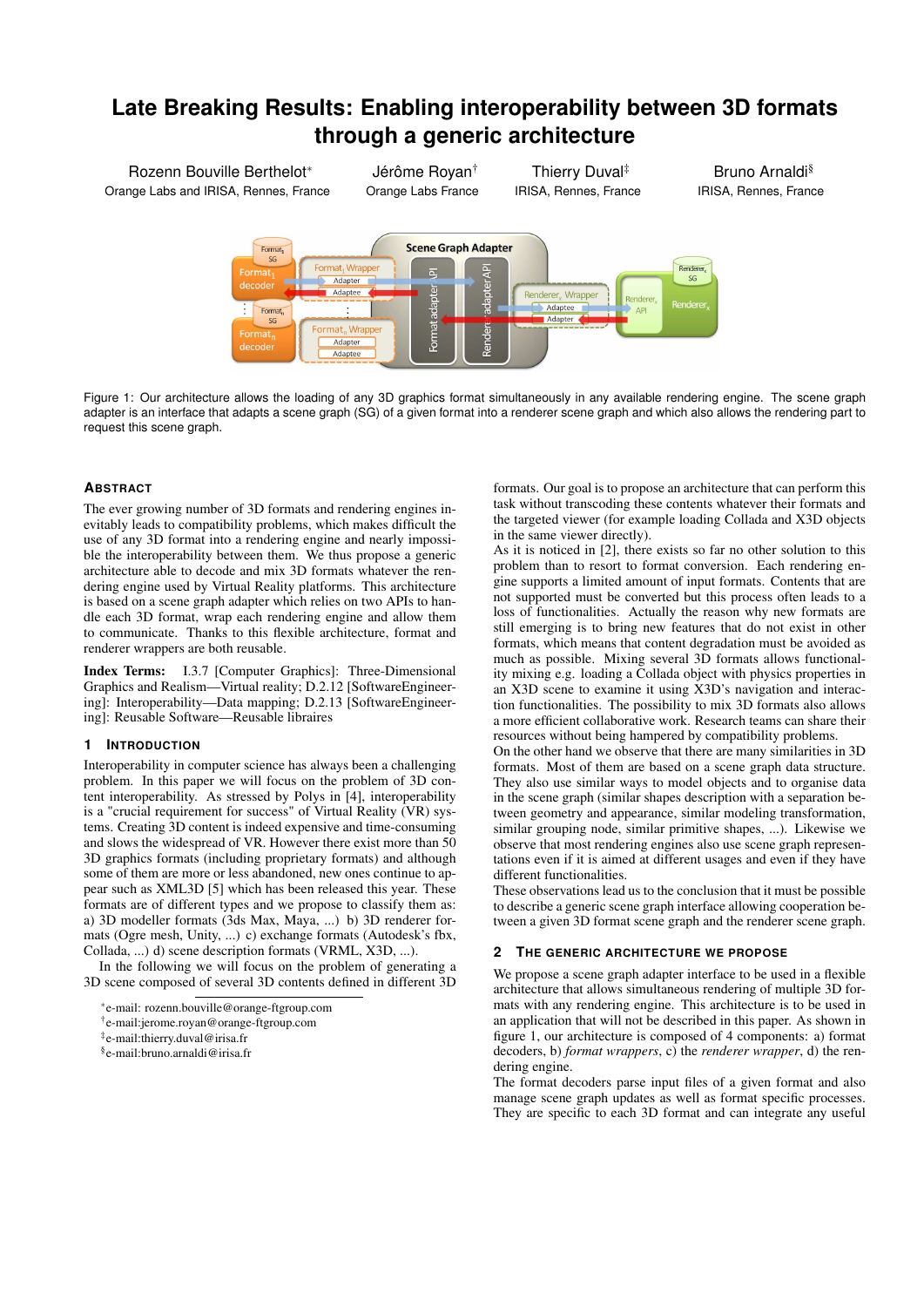# Late Breaking Results: Enabling interoperability between 3D formats through a generic architecture

Rozenn Bouville Berthelot[*] — Orange Labs and IRISA, Rennes, France
Jérôme Royan[†] — Orange Labs France
Thierry Duval[‡] — IRISA, Rennes, France
Bruno Arnaldi[§] — IRISA, Rennes, France

Figure 1: Our architecture allows the loading of any 3D graphics format simultaneously in any available rendering engine. The scene graph adapter is an interface that adapts a scene graph (SG) of a given format into a renderer scene graph and which also allows the rendering part to request this scene graph.

## Abstract

The ever growing number of 3D formats and rendering engines inevitably leads to compatibility problems, which makes difficult the use of any 3D format into a rendering engine and nearly impossible the interoperability between them. We thus propose a generic architecture able to decode and mix 3D formats whatever the rendering engine used by Virtual Reality platforms. This architecture is based on a scene graph adapter which relies on two APIs to handle each 3D format, wrap each rendering engine and allow them to communicate. Thanks to this flexible architecture, format and renderer wrappers are both reusable.

**Index Terms:** I.3.7 [Computer Graphics]: Three-Dimensional Graphics and Realism—Virtual reality; D.2.12 [SoftwareEngineering]: Interoperability—Data mapping; D.2.13 [SoftwareEngineering]: Reusable Software—Reusable libraires

## 1 Introduction

Interoperability in computer science has always been a challenging problem. In this paper we will focus on the problem of 3D content interoperability. As stressed by Polys in [4], interoperability is a "crucial requirement for success" of Virtual Reality (VR) systems. Creating 3D content is indeed expensive and time-consuming and slows the widespread of VR. However there exist more than 50 3D graphics formats (including proprietary formats) and although some of them are more or less abandoned, new ones continue to appear such as XML3D [5] which has been released this year. These formats are of different types and we propose to classify them as: a) 3D modeller formats (3ds Max, Maya, ...) b) 3D renderer formats (Ogre mesh, Unity, ...) c) exchange formats (Autodesk's fbx, Collada, ...) d) scene description formats (VRML, X3D, ...).

In the following we will focus on the problem of generating a 3D scene composed of several 3D contents defined in different 3D formats. Our goal is to propose an architecture that can perform this task without transcoding these contents whatever their formats and the targeted viewer (for example loading Collada and X3D objects in the same viewer directly).

As it is noticed in [2], there exists so far no other solution to this problem than to resort to format conversion. Each rendering engine supports a limited amount of input formats. Contents that are not supported must be converted but this process often leads to a loss of functionalities. Actually the reason why new formats are still emerging is to bring new features that do not exist in other formats, which means that content degradation must be avoided as much as possible. Mixing several 3D formats allows functionality mixing e.g. loading a Collada object with physics properties in an X3D scene to examine it using X3D's navigation and interaction functionalities. The possibility to mix 3D formats also allows a more efficient collaborative work. Research teams can share their resources without being hampered by compatibility problems.

On the other hand we observe that there are many similarities in 3D formats. Most of them are based on a scene graph data structure. They also use similar ways to model objects and to organise data in the scene graph (similar shapes description with a separation between geometry and appearance, similar modeling transformation, similar grouping node, similar primitive shapes, ...). Likewise we observe that most rendering engines also use scene graph representations even if it is aimed at different usages and even if they have different functionalities.

These observations lead us to the conclusion that it must be possible to describe a generic scene graph interface allowing cooperation between a given 3D format scene graph and the renderer scene graph.

## 2 The generic architecture we propose

We propose a scene graph adapter interface to be used in a flexible architecture that allows simultaneous rendering of multiple 3D formats with any rendering engine. This architecture is to be used in an application that will not be described in this paper. As shown in figure 1, our architecture is composed of 4 components: a) format decoders, b) *format wrappers*, c) the *renderer wrapper*, d) the rendering engine.

The format decoders parse input files of a given format and also manage scene graph updates as well as format specific processes. They are specific to each 3D format and can integrate any useful

[*] e-mail: rozenn.bouville@orange-ftgroup.com
[†] e-mail:jerome.royan@orange-ftgroup.com
[‡] e-mail:thierry.duval@irisa.fr
[§] e-mail:bruno.arnaldi@irisa.fr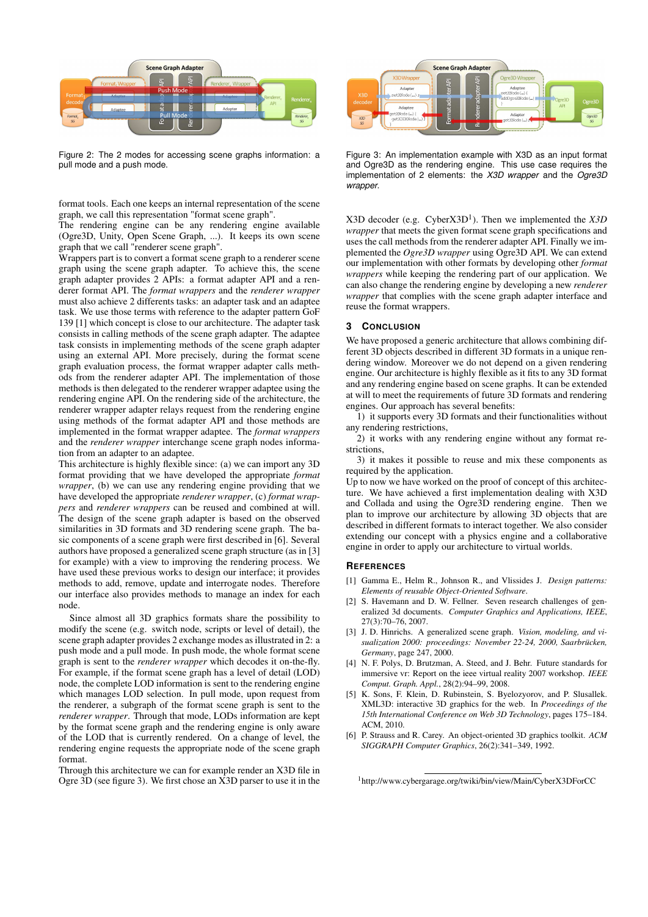Figure 2: The 2 modes for accessing scene graphs information: a pull mode and a push mode.

Figure 3: An implementation example with X3D as an input format and Ogre3D as the rendering engine. This use case requires the implementation of 2 elements: the *X3D wrapper* and the *Ogre3D wrapper*.

format tools. Each one keeps an internal representation of the scene graph, we call this representation "format scene graph".
The rendering engine can be any rendering engine available (Ogre3D, Unity, Open Scene Graph, ...). It keeps its own scene graph that we call "renderer scene graph".
Wrappers part is to convert a format scene graph to a renderer scene graph using the scene graph adapter. To achieve this, the scene graph adapter provides 2 APIs: a format adapter API and a renderer format API. The *format wrappers* and the *renderer wrapper* must also achieve 2 differents tasks: an adapter task and an adaptee task. We use those terms with reference to the adapter pattern GoF 139 [1] which concept is close to our architecture. The adapter task consists in calling methods of the scene graph adapter. The adaptee task consists in implementing methods of the scene graph adapter using an external API. More precisely, during the format scene graph evaluation process, the format wrapper adapter calls methods from the renderer adapter API. The implementation of those methods is then delegated to the renderer wrapper adaptee using the rendering engine API. On the rendering side of the architecture, the renderer wrapper adapter relays request from the rendering engine using methods of the format adapter API and those methods are implemented in the format wrapper adaptee. The *format wrappers* and the *renderer wrapper* interchange scene graph nodes information from an adapter to an adaptee.
This architecture is highly flexible since: (a) we can import any 3D format providing that we have developed the appropriate *format wrapper*, (b) we can use any rendering engine providing that we have developed the appropriate *renderer wrapper*, (c) *format wrappers* and *renderer wrappers* can be reused and combined at will.
The design of the scene graph adapter is based on the observed similarities in 3D formats and 3D rendering scene graph. The basic components of a scene graph were first described in [6]. Several authors have proposed a generalized scene graph structure (as in [3] for example) with a view to improving the rendering process. We have used these previous works to design our interface; it provides methods to add, remove, update and interrogate nodes. Therefore our interface also provides methods to manage an index for each node.

Since almost all 3D graphics formats share the possibility to modify the scene (e.g. switch node, scripts or level of detail), the scene graph adapter provides 2 exchange modes as illustrated in 2: a push mode and a pull mode. In push mode, the whole format scene graph is sent to the *renderer wrapper* which decodes it on-the-fly. For example, if the format scene graph has a level of detail (LOD) node, the complete LOD information is sent to the rendering engine which manages LOD selection. In pull mode, upon request from the renderer, a subgraph of the format scene graph is sent to the *renderer wrapper*. Through that mode, LODs information are kept by the format scene graph and the rendering engine is only aware of the LOD that is currently rendered. On a change of level, the rendering engine requests the appropriate node of the scene graph format.
Through this architecture we can for example render an X3D file in Ogre 3D (see figure 3). We first chose an X3D parser to use it in the X3D decoder (e.g. CyberX3D[1]). Then we implemented the *X3D wrapper* that meets the given format scene graph specifications and uses the call methods from the renderer adapter API. Finally we implemented the *Ogre3D wrapper* using Ogre3D API. We can extend our implementation with other formats by developing other *format wrappers* while keeping the rendering part of our application. We can also change the rendering engine by developing a new *renderer wrapper* that complies with the scene graph adapter interface and reuse the format wrappers.

## 3 Conclusion

We have proposed a generic architecture that allows combining different 3D objects described in different 3D formats in a unique rendering window. Moreover we do not depend on a given rendering engine. Our architecture is highly flexible as it fits to any 3D format and any rendering engine based on scene graphs. It can be extended at will to meet the requirements of future 3D formats and rendering engines. Our approach has several benefits:

1) it supports every 3D formats and their functionalities without any rendering restrictions,

2) it works with any rendering engine without any format restrictions,

3) it makes it possible to reuse and mix these components as required by the application.

Up to now we have worked on the proof of concept of this architecture. We have achieved a first implementation dealing with X3D and Collada and using the Ogre3D rendering engine. Then we plan to improve our architecture by allowing 3D objects that are described in different formats to interact together. We also consider extending our concept with a physics engine and a collaborative engine in order to apply our architecture to virtual worlds.

## References

[1] Gamma E., Helm R., Johnson R., and Vlissides J. *Design patterns: Elements of reusable Object-Oriented Software*.

[2] S. Havemann and D. W. Fellner. Seven research challenges of generalized 3d documents. *Computer Graphics and Applications, IEEE*, 27(3):70–76, 2007.

[3] J. D. Hinrichs. A generalized scene graph. *Vision, modeling, and visualization 2000: proceedings: November 22-24, 2000, Saarbrücken, Germany*, page 247, 2000.

[4] N. F. Polys, D. Brutzman, A. Steed, and J. Behr. Future standards for immersive vr: Report on the ieee virtual reality 2007 workshop. *IEEE Comput. Graph. Appl.*, 28(2):94–99, 2008.

[5] K. Sons, F. Klein, D. Rubinstein, S. Byelozyorov, and P. Slusallek. XML3D: interactive 3D graphics for the web. In *Proceedings of the 15th International Conference on Web 3D Technology*, pages 175–184. ACM, 2010.

[6] P. Strauss and R. Carey. An object-oriented 3D graphics toolkit. *ACM SIGGRAPH Computer Graphics*, 26(2):341–349, 1992.

[1] http://www.cybergarage.org/twiki/bin/view/Main/CyberX3DForCC